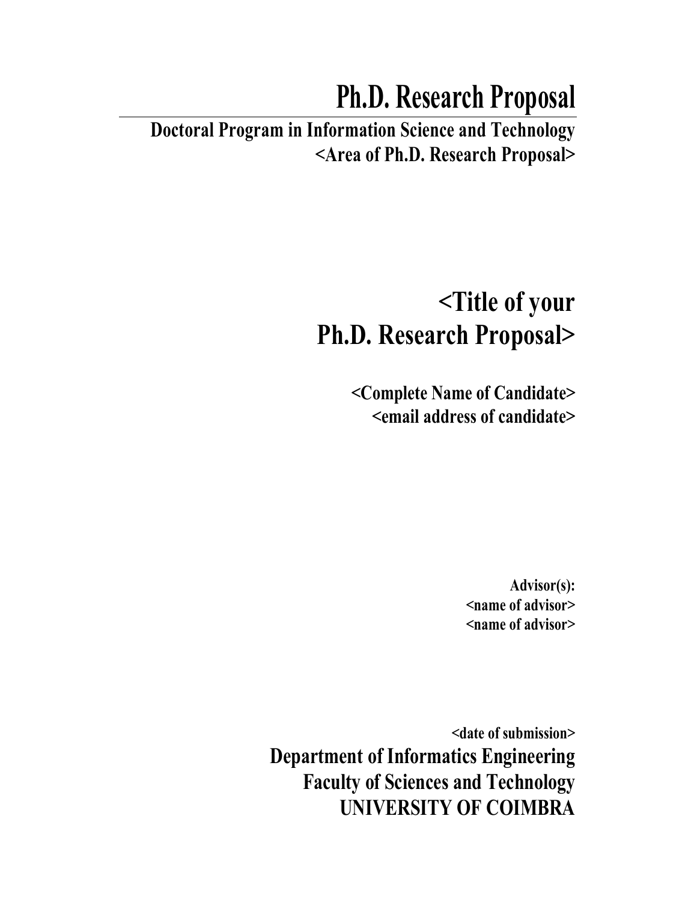# Ph.D. Research Proposal

**Doctoral Program in Information Science and Technology**
**<Area of Ph.D. Research Proposal>**

## <Title of your Ph.D. Research Proposal>

**<Complete Name of Candidate>**
**<email address of candidate>**

**Advisor(s):**
**<name of advisor>**
**<name of advisor>**

**<date of submission>**

**Department of Informatics Engineering**
**Faculty of Sciences and Technology**
**UNIVERSITY OF COIMBRA**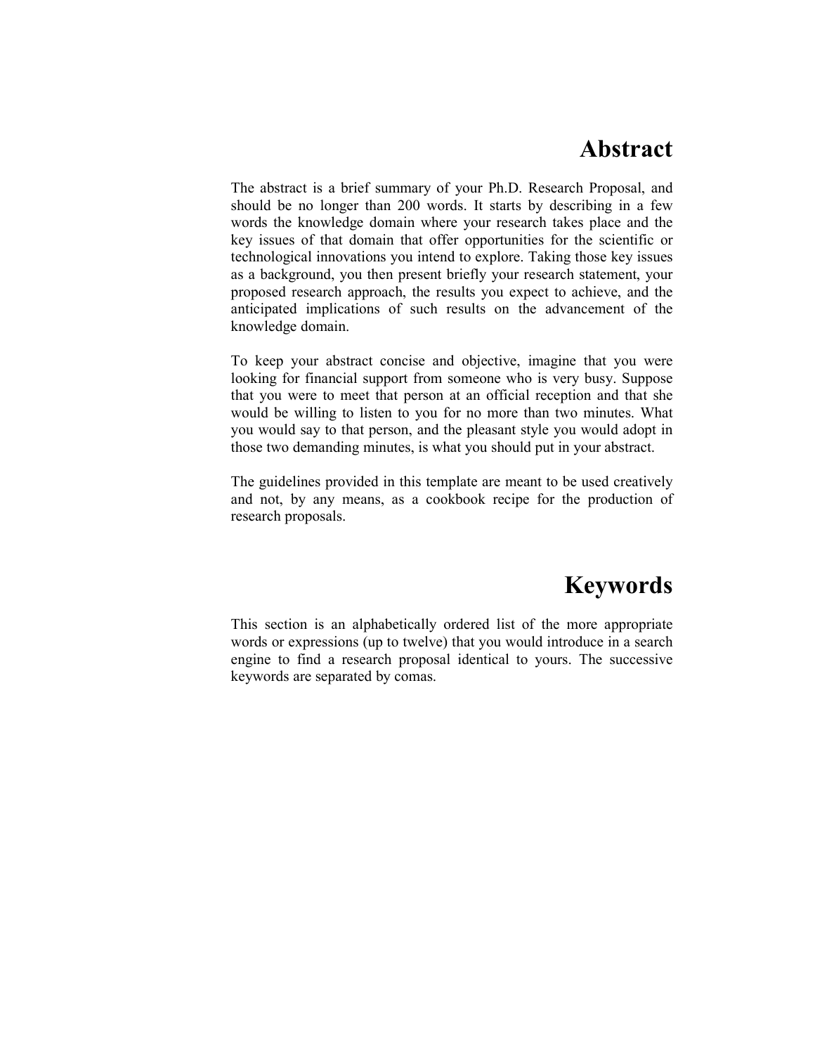# Abstract

The abstract is a brief summary of your Ph.D. Research Proposal, and should be no longer than 200 words. It starts by describing in a few words the knowledge domain where your research takes place and the key issues of that domain that offer opportunities for the scientific or technological innovations you intend to explore. Taking those key issues as a background, you then present briefly your research statement, your proposed research approach, the results you expect to achieve, and the anticipated implications of such results on the advancement of the knowledge domain.

To keep your abstract concise and objective, imagine that you were looking for financial support from someone who is very busy. Suppose that you were to meet that person at an official reception and that she would be willing to listen to you for no more than two minutes. What you would say to that person, and the pleasant style you would adopt in those two demanding minutes, is what you should put in your abstract.

The guidelines provided in this template are meant to be used creatively and not, by any means, as a cookbook recipe for the production of research proposals.

# Keywords

This section is an alphabetically ordered list of the more appropriate words or expressions (up to twelve) that you would introduce in a search engine to find a research proposal identical to yours. The successive keywords are separated by comas.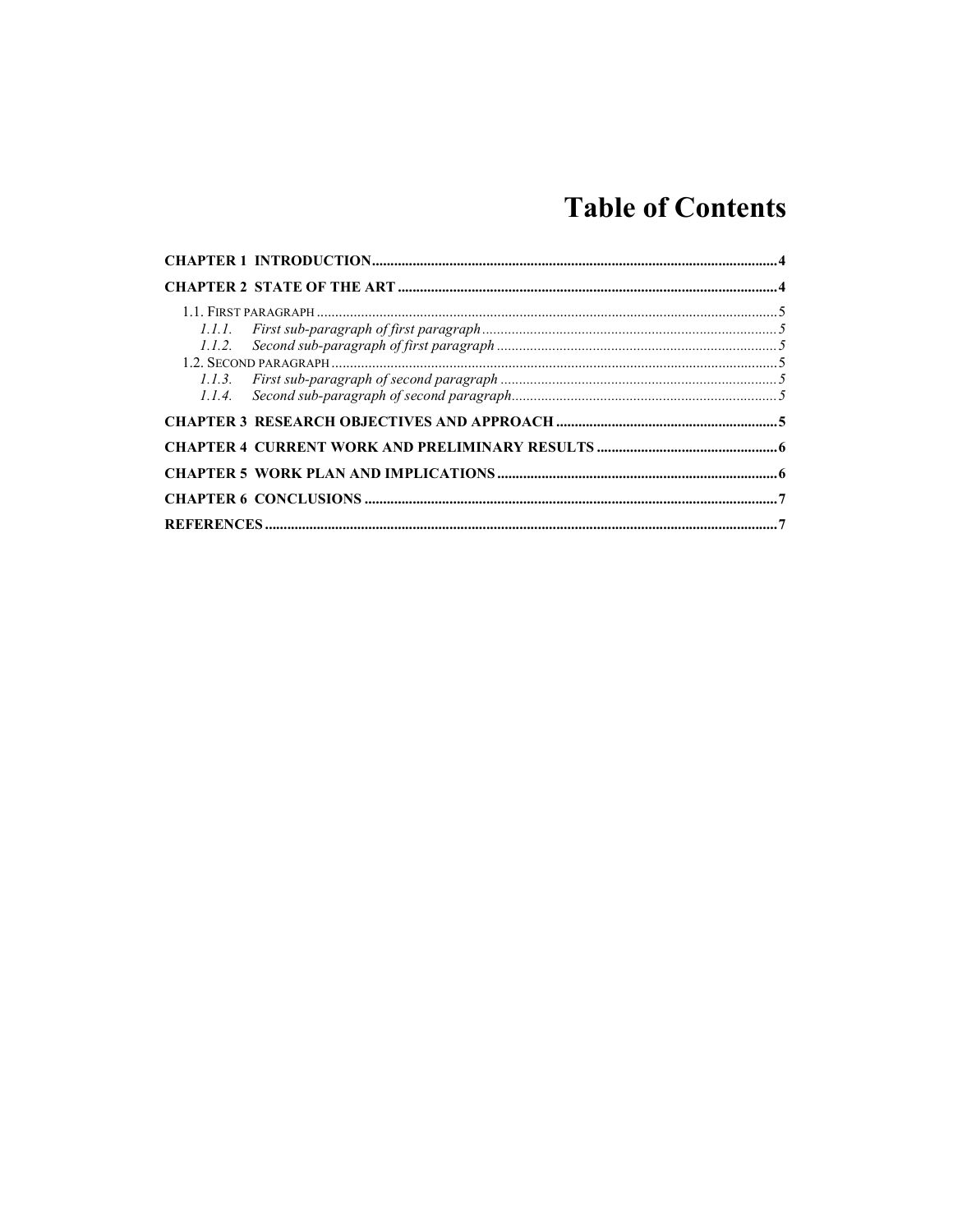# Table of Contents

**CHAPTER 1 INTRODUCTION** .......... **4**

**CHAPTER 2 STATE OF THE ART** .......... **4**

- 1.1. First paragraph .......... 5
  - *1.1.1. First sub-paragraph of first paragraph* .......... *5*
  - *1.1.2. Second sub-paragraph of first paragraph* .......... *5*
- 1.2. Second paragraph .......... 5
  - *1.1.3. First sub-paragraph of second paragraph* .......... *5*
  - *1.1.4. Second sub-paragraph of second paragraph* .......... *5*

**CHAPTER 3 RESEARCH OBJECTIVES AND APPROACH** .......... **5**

**CHAPTER 4 CURRENT WORK AND PRELIMINARY RESULTS** .......... **6**

**CHAPTER 5 WORK PLAN AND IMPLICATIONS** .......... **6**

**CHAPTER 6 CONCLUSIONS** .......... **7**

**REFERENCES** .......... **7**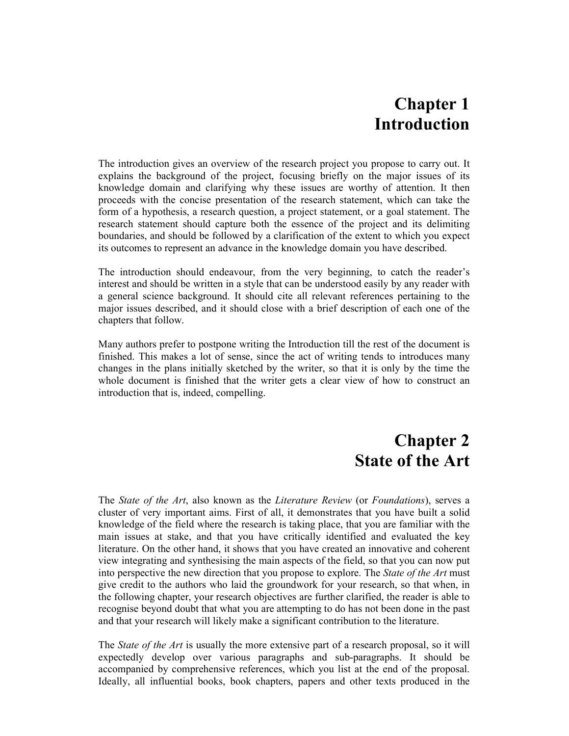# Chapter 1
# Introduction

The introduction gives an overview of the research project you propose to carry out. It explains the background of the project, focusing briefly on the major issues of its knowledge domain and clarifying why these issues are worthy of attention. It then proceeds with the concise presentation of the research statement, which can take the form of a hypothesis, a research question, a project statement, or a goal statement. The research statement should capture both the essence of the project and its delimiting boundaries, and should be followed by a clarification of the extent to which you expect its outcomes to represent an advance in the knowledge domain you have described.

The introduction should endeavour, from the very beginning, to catch the reader's interest and should be written in a style that can be understood easily by any reader with a general science background. It should cite all relevant references pertaining to the major issues described, and it should close with a brief description of each one of the chapters that follow.

Many authors prefer to postpone writing the Introduction till the rest of the document is finished. This makes a lot of sense, since the act of writing tends to introduces many changes in the plans initially sketched by the writer, so that it is only by the time the whole document is finished that the writer gets a clear view of how to construct an introduction that is, indeed, compelling.

# Chapter 2
# State of the Art

The *State of the Art*, also known as the *Literature Review* (or *Foundations*), serves a cluster of very important aims. First of all, it demonstrates that you have built a solid knowledge of the field where the research is taking place, that you are familiar with the main issues at stake, and that you have critically identified and evaluated the key literature. On the other hand, it shows that you have created an innovative and coherent view integrating and synthesising the main aspects of the field, so that you can now put into perspective the new direction that you propose to explore. The *State of the Art* must give credit to the authors who laid the groundwork for your research, so that when, in the following chapter, your research objectives are further clarified, the reader is able to recognise beyond doubt that what you are attempting to do has not been done in the past and that your research will likely make a significant contribution to the literature.

The *State of the Art* is usually the more extensive part of a research proposal, so it will expectedly develop over various paragraphs and sub-paragraphs. It should be accompanied by comprehensive references, which you list at the end of the proposal. Ideally, all influential books, book chapters, papers and other texts produced in the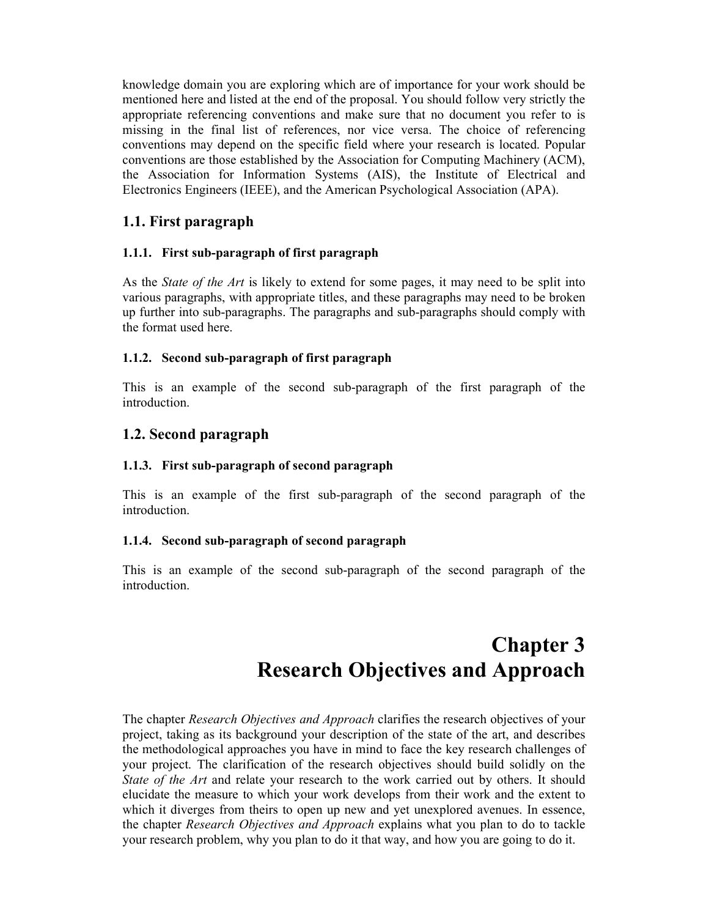knowledge domain you are exploring which are of importance for your work should be mentioned here and listed at the end of the proposal. You should follow very strictly the appropriate referencing conventions and make sure that no document you refer to is missing in the final list of references, nor vice versa. The choice of referencing conventions may depend on the specific field where your research is located. Popular conventions are those established by the Association for Computing Machinery (ACM), the Association for Information Systems (AIS), the Institute of Electrical and Electronics Engineers (IEEE), and the American Psychological Association (APA).

## 1.1. First paragraph

#### 1.1.1. First sub-paragraph of first paragraph

As the *State of the Art* is likely to extend for some pages, it may need to be split into various paragraphs, with appropriate titles, and these paragraphs may need to be broken up further into sub-paragraphs. The paragraphs and sub-paragraphs should comply with the format used here.

#### 1.1.2. Second sub-paragraph of first paragraph

This is an example of the second sub-paragraph of the first paragraph of the introduction.

## 1.2. Second paragraph

#### 1.1.3. First sub-paragraph of second paragraph

This is an example of the first sub-paragraph of the second paragraph of the introduction.

#### 1.1.4. Second sub-paragraph of second paragraph

This is an example of the second sub-paragraph of the second paragraph of the introduction.

# Chapter 3
# Research Objectives and Approach

The chapter *Research Objectives and Approach* clarifies the research objectives of your project, taking as its background your description of the state of the art, and describes the methodological approaches you have in mind to face the key research challenges of your project. The clarification of the research objectives should build solidly on the *State of the Art* and relate your research to the work carried out by others. It should elucidate the measure to which your work develops from their work and the extent to which it diverges from theirs to open up new and yet unexplored avenues. In essence, the chapter *Research Objectives and Approach* explains what you plan to do to tackle your research problem, why you plan to do it that way, and how you are going to do it.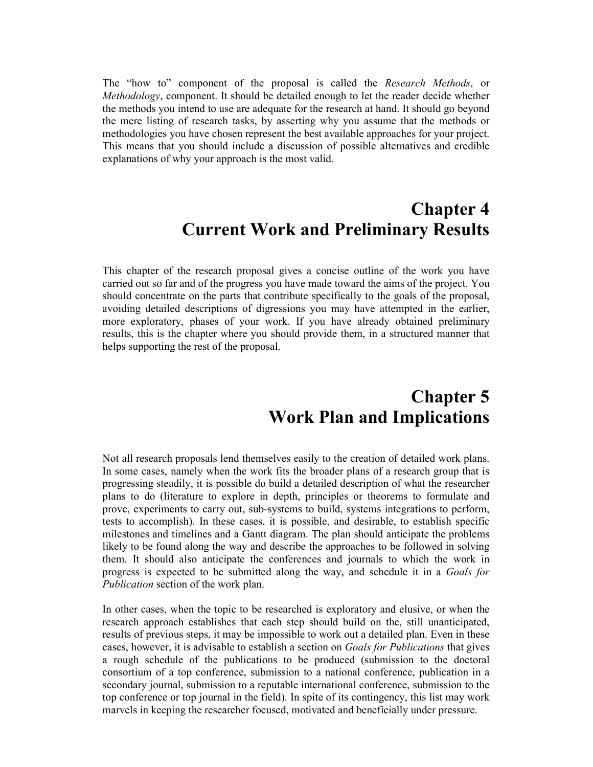The "how to" component of the proposal is called the *Research Methods*, or *Methodology*, component. It should be detailed enough to let the reader decide whether the methods you intend to use are adequate for the research at hand. It should go beyond the mere listing of research tasks, by asserting why you assume that the methods or methodologies you have chosen represent the best available approaches for your project. This means that you should include a discussion of possible alternatives and credible explanations of why your approach is the most valid.

# Chapter 4
# Current Work and Preliminary Results

This chapter of the research proposal gives a concise outline of the work you have carried out so far and of the progress you have made toward the aims of the project. You should concentrate on the parts that contribute specifically to the goals of the proposal, avoiding detailed descriptions of digressions you may have attempted in the earlier, more exploratory, phases of your work. If you have already obtained preliminary results, this is the chapter where you should provide them, in a structured manner that helps supporting the rest of the proposal.

# Chapter 5
# Work Plan and Implications

Not all research proposals lend themselves easily to the creation of detailed work plans. In some cases, namely when the work fits the broader plans of a research group that is progressing steadily, it is possible do build a detailed description of what the researcher plans to do (literature to explore in depth, principles or theorems to formulate and prove, experiments to carry out, sub-systems to build, systems integrations to perform, tests to accomplish). In these cases, it is possible, and desirable, to establish specific milestones and timelines and a Gantt diagram. The plan should anticipate the problems likely to be found along the way and describe the approaches to be followed in solving them. It should also anticipate the conferences and journals to which the work in progress is expected to be submitted along the way, and schedule it in a *Goals for Publication* section of the work plan.

In other cases, when the topic to be researched is exploratory and elusive, or when the research approach establishes that each step should build on the, still unanticipated, results of previous steps, it may be impossible to work out a detailed plan. Even in these cases, however, it is advisable to establish a section on *Goals for Publications* that gives a rough schedule of the publications to be produced (submission to the doctoral consortium of a top conference, submission to a national conference, publication in a secondary journal, submission to a reputable international conference, submission to the top conference or top journal in the field). In spite of its contingency, this list may work marvels in keeping the researcher focused, motivated and beneficially under pressure.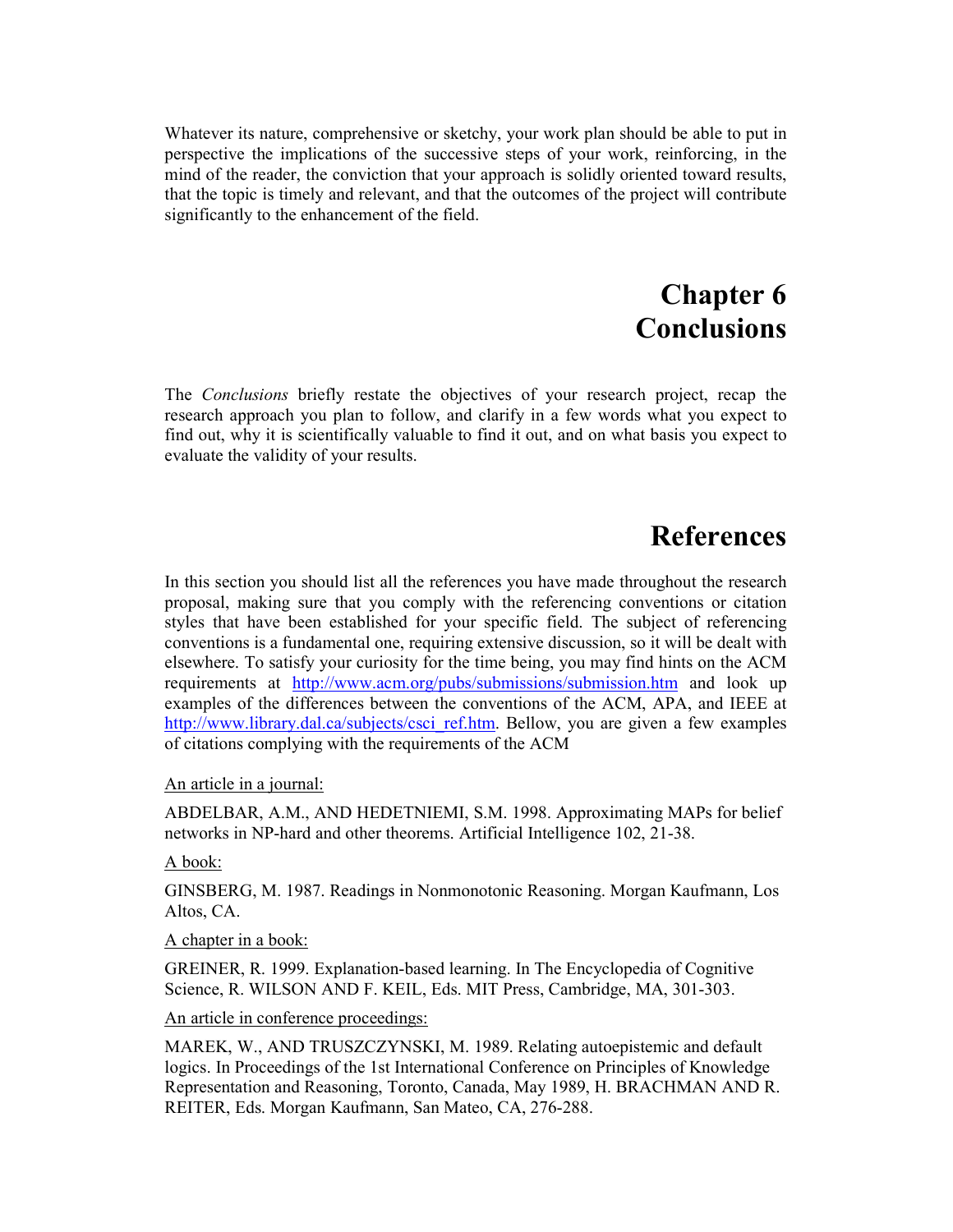Whatever its nature, comprehensive or sketchy, your work plan should be able to put in perspective the implications of the successive steps of your work, reinforcing, in the mind of the reader, the conviction that your approach is solidly oriented toward results, that the topic is timely and relevant, and that the outcomes of the project will contribute significantly to the enhancement of the field.

# Chapter 6
# Conclusions

The *Conclusions* briefly restate the objectives of your research project, recap the research approach you plan to follow, and clarify in a few words what you expect to find out, why it is scientifically valuable to find it out, and on what basis you expect to evaluate the validity of your results.

# References

In this section you should list all the references you have made throughout the research proposal, making sure that you comply with the referencing conventions or citation styles that have been established for your specific field. The subject of referencing conventions is a fundamental one, requiring extensive discussion, so it will be dealt with elsewhere. To satisfy your curiosity for the time being, you may find hints on the ACM requirements at http://www.acm.org/pubs/submissions/submission.htm and look up examples of the differences between the conventions of the ACM, APA, and IEEE at http://www.library.dal.ca/subjects/csci_ref.htm. Bellow, you are given a few examples of citations complying with the requirements of the ACM

<u>An article in a journal:</u>

ABDELBAR, A.M., AND HEDETNIEMI, S.M. 1998. Approximating MAPs for belief networks in NP-hard and other theorems. Artificial Intelligence 102, 21-38.

<u>A book:</u>

GINSBERG, M. 1987. Readings in Nonmonotonic Reasoning. Morgan Kaufmann, Los Altos, CA.

<u>A chapter in a book:</u>

GREINER, R. 1999. Explanation-based learning. In The Encyclopedia of Cognitive Science, R. WILSON AND F. KEIL, Eds. MIT Press, Cambridge, MA, 301-303.

<u>An article in conference proceedings:</u>

MAREK, W., AND TRUSZCZYNSKI, M. 1989. Relating autoepistemic and default logics. In Proceedings of the 1st International Conference on Principles of Knowledge Representation and Reasoning, Toronto, Canada, May 1989, H. BRACHMAN AND R. REITER, Eds. Morgan Kaufmann, San Mateo, CA, 276-288.